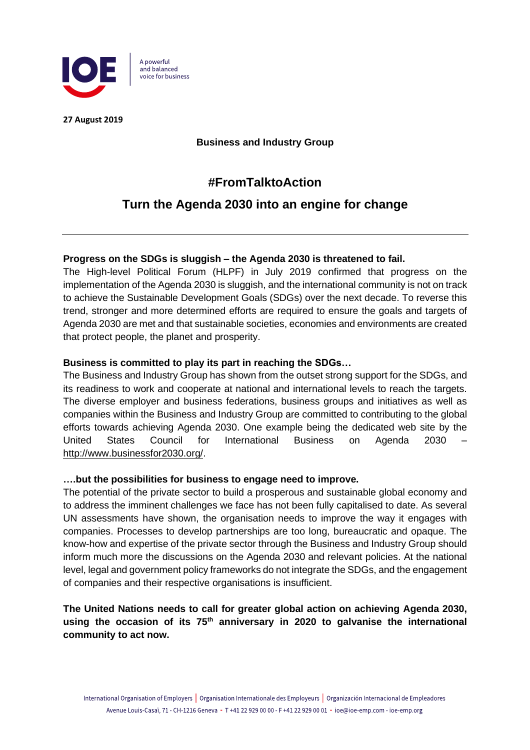**27 August 2019**

**Business and Industry Group**

# #FromTalktoAction

## Turn the Agenda 2030 into an engine for change

---

**Progress on the SDGs is sluggish – the Agenda 2030 is threatened to fail.**

The High-level Political Forum (HLPF) in July 2019 confirmed that progress on the implementation of the Agenda 2030 is sluggish, and the international community is not on track to achieve the Sustainable Development Goals (SDGs) over the next decade. To reverse this trend, stronger and more determined efforts are required to ensure the goals and targets of Agenda 2030 are met and that sustainable societies, economies and environments are created that protect people, the planet and prosperity.

**Business is committed to play its part in reaching the SDGs…**

The Business and Industry Group has shown from the outset strong support for the SDGs, and its readiness to work and cooperate at national and international levels to reach the targets. The diverse employer and business federations, business groups and initiatives as well as companies within the Business and Industry Group are committed to contributing to the global efforts towards achieving Agenda 2030. One example being the dedicated web site by the United States Council for International Business on Agenda 2030 – http://www.businessfor2030.org/.

**….but the possibilities for business to engage need to improve.**

The potential of the private sector to build a prosperous and sustainable global economy and to address the imminent challenges we face has not been fully capitalised to date. As several UN assessments have shown, the organisation needs to improve the way it engages with companies. Processes to develop partnerships are too long, bureaucratic and opaque. The know-how and expertise of the private sector through the Business and Industry Group should inform much more the discussions on the Agenda 2030 and relevant policies. At the national level, legal and government policy frameworks do not integrate the SDGs, and the engagement of companies and their respective organisations is insufficient.

**The United Nations needs to call for greater global action on achieving Agenda 2030, using the occasion of its 75th anniversary in 2020 to galvanise the international community to act now.**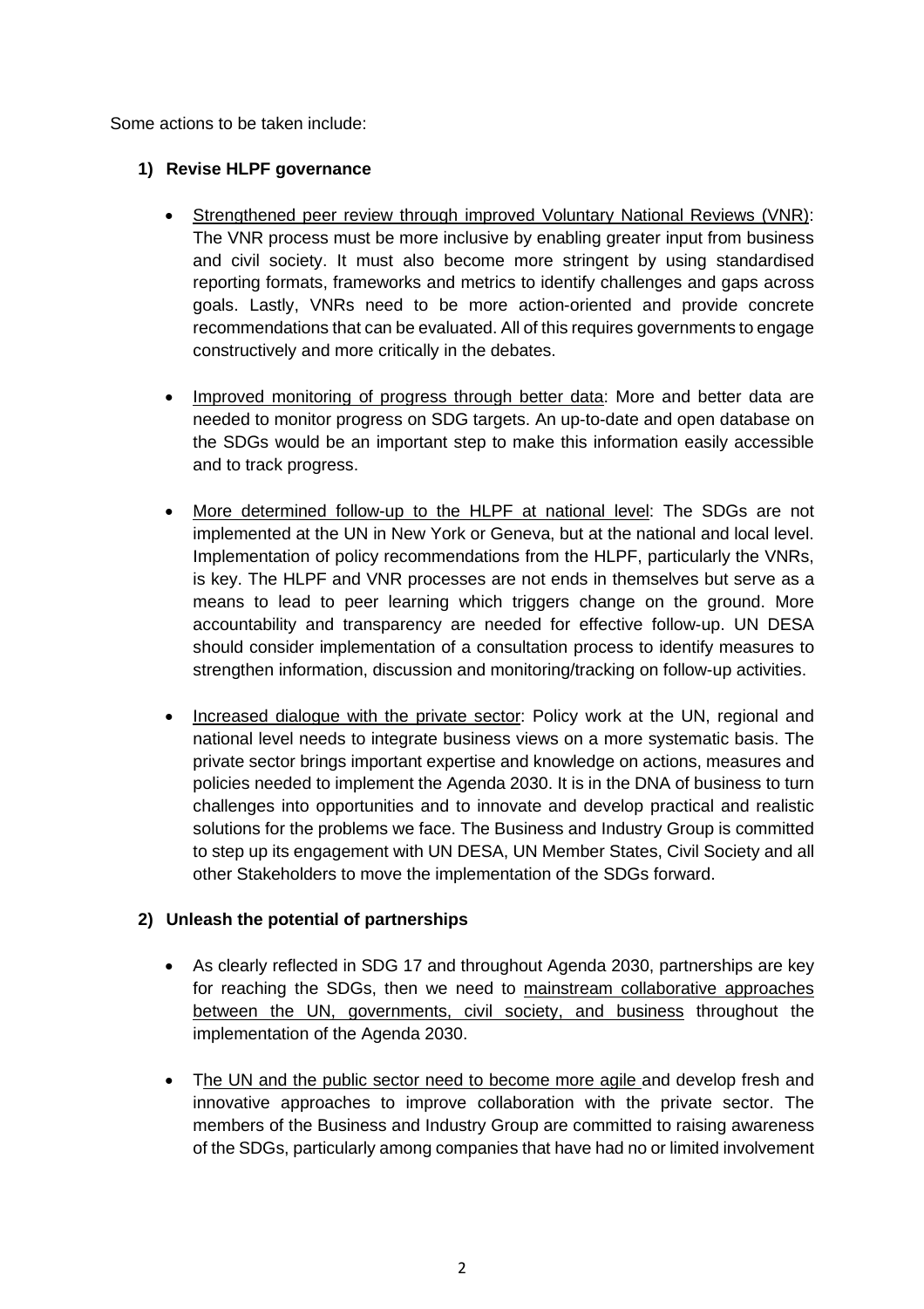Some actions to be taken include:

**1) Revise HLPF governance**

- Strengthened peer review through improved Voluntary National Reviews (VNR): The VNR process must be more inclusive by enabling greater input from business and civil society. It must also become more stringent by using standardised reporting formats, frameworks and metrics to identify challenges and gaps across goals. Lastly, VNRs need to be more action-oriented and provide concrete recommendations that can be evaluated. All of this requires governments to engage constructively and more critically in the debates.

- Improved monitoring of progress through better data: More and better data are needed to monitor progress on SDG targets. An up-to-date and open database on the SDGs would be an important step to make this information easily accessible and to track progress.

- More determined follow-up to the HLPF at national level: The SDGs are not implemented at the UN in New York or Geneva, but at the national and local level. Implementation of policy recommendations from the HLPF, particularly the VNRs, is key. The HLPF and VNR processes are not ends in themselves but serve as a means to lead to peer learning which triggers change on the ground. More accountability and transparency are needed for effective follow-up. UN DESA should consider implementation of a consultation process to identify measures to strengthen information, discussion and monitoring/tracking on follow-up activities.

- Increased dialogue with the private sector: Policy work at the UN, regional and national level needs to integrate business views on a more systematic basis. The private sector brings important expertise and knowledge on actions, measures and policies needed to implement the Agenda 2030. It is in the DNA of business to turn challenges into opportunities and to innovate and develop practical and realistic solutions for the problems we face. The Business and Industry Group is committed to step up its engagement with UN DESA, UN Member States, Civil Society and all other Stakeholders to move the implementation of the SDGs forward.

**2) Unleash the potential of partnerships**

- As clearly reflected in SDG 17 and throughout Agenda 2030, partnerships are key for reaching the SDGs, then we need to mainstream collaborative approaches between the UN, governments, civil society, and business throughout the implementation of the Agenda 2030.

- The UN and the public sector need to become more agile and develop fresh and innovative approaches to improve collaboration with the private sector. The members of the Business and Industry Group are committed to raising awareness of the SDGs, particularly among companies that have had no or limited involvement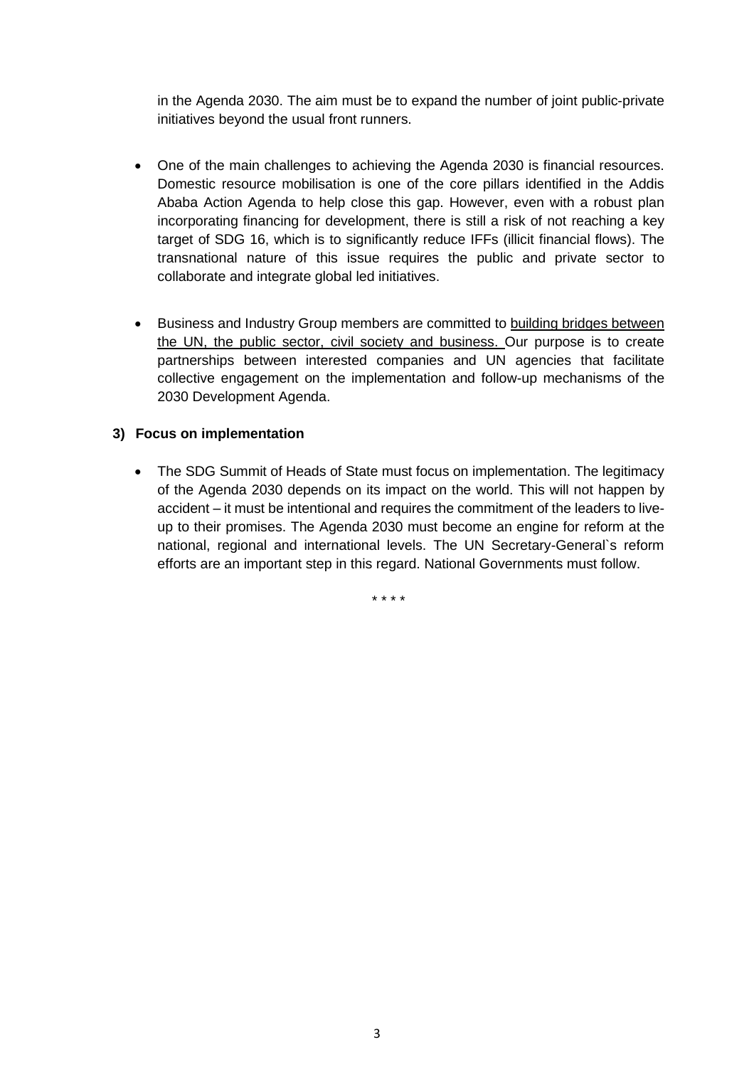in the Agenda 2030. The aim must be to expand the number of joint public-private initiatives beyond the usual front runners.

- One of the main challenges to achieving the Agenda 2030 is financial resources. Domestic resource mobilisation is one of the core pillars identified in the Addis Ababa Action Agenda to help close this gap. However, even with a robust plan incorporating financing for development, there is still a risk of not reaching a key target of SDG 16, which is to significantly reduce IFFs (illicit financial flows). The transnational nature of this issue requires the public and private sector to collaborate and integrate global led initiatives.

- Business and Industry Group members are committed to building bridges between the UN, the public sector, civil society and business. Our purpose is to create partnerships between interested companies and UN agencies that facilitate collective engagement on the implementation and follow-up mechanisms of the 2030 Development Agenda.

**3) Focus on implementation**

- The SDG Summit of Heads of State must focus on implementation. The legitimacy of the Agenda 2030 depends on its impact on the world. This will not happen by accident – it must be intentional and requires the commitment of the leaders to live-up to their promises. The Agenda 2030 must become an engine for reform at the national, regional and international levels. The UN Secretary-General`s reform efforts are an important step in this regard. National Governments must follow.

\* \* \* \*